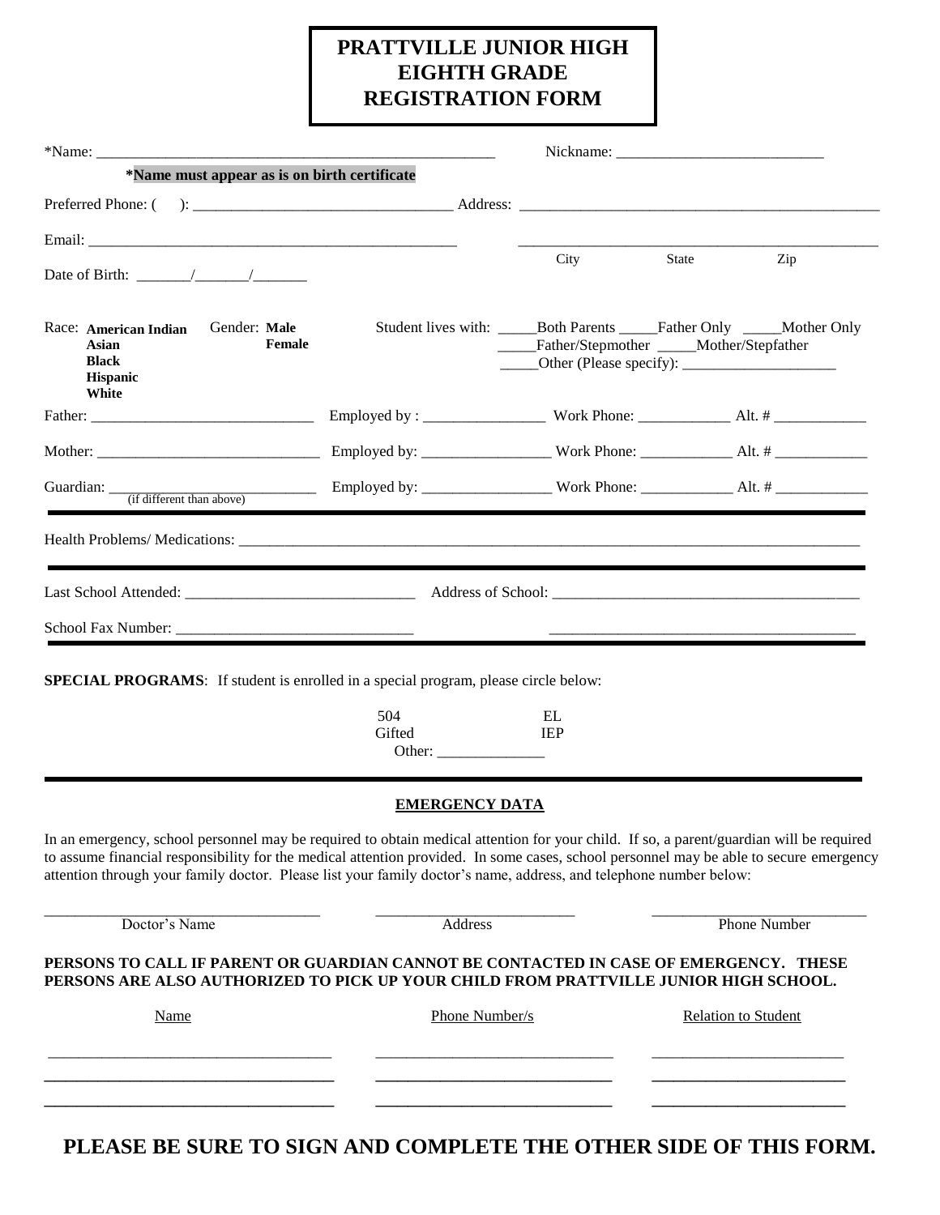# PRATTVILLE JUNIOR HIGH EIGHTH GRADE REGISTRATION FORM

*Name: ____________________________________________________ Nickname: ___________________________

**\*Name must appear as is on birth certificate**

Preferred Phone: ( ): _________________________________ Address: _______________________________________________

Email: _________________________________________________ _______________________________________________

City State Zip

Date of Birth: _______/_______/_______

Race: **American Indian**
**Asian**
**Black**
**Hispanic**
**White**

Gender: **Male**
**Female**

Student lives with: _____Both Parents _____Father Only _____Mother Only
_____Father/Stepmother _____Mother/Stepfather
_____Other (Please specify): ____________________

Father: _____________________________ Employed by : ________________ Work Phone: ____________ Alt. # ____________

Mother: _____________________________ Employed by: ________________ Work Phone: ____________ Alt. # ____________

Guardian: _____________________________ Employed by: ________________ Work Phone: ____________ Alt. # ____________
(if different than above)

---

Health Problems/ Medications: ______________________________________________________________________________

---

Last School Attended: _____________________________ Address of School: ________________________________________

School Fax Number: _______________________________ ________________________________________

---

**SPECIAL PROGRAMS**: If student is enrolled in a special program, please circle below:

504 EL
Gifted IEP
Other: ______________

---

## EMERGENCY DATA

In an emergency, school personnel may be required to obtain medical attention for your child. If so, a parent/guardian will be required to assume financial responsibility for the medical attention provided. In some cases, school personnel may be able to secure emergency attention through your family doctor. Please list your family doctor's name, address, and telephone number below:

| Doctor's Name | Address | Phone Number |
|---|---|---|
| | | |

**PERSONS TO CALL IF PARENT OR GUARDIAN CANNOT BE CONTACTED IN CASE OF EMERGENCY. THESE PERSONS ARE ALSO AUTHORIZED TO PICK UP YOUR CHILD FROM PRATTVILLE JUNIOR HIGH SCHOOL.**

| Name | Phone Number/s | Relation to Student |
|---|---|---|
| | | |
| | | |
| | | |

**PLEASE BE SURE TO SIGN AND COMPLETE THE OTHER SIDE OF THIS FORM.**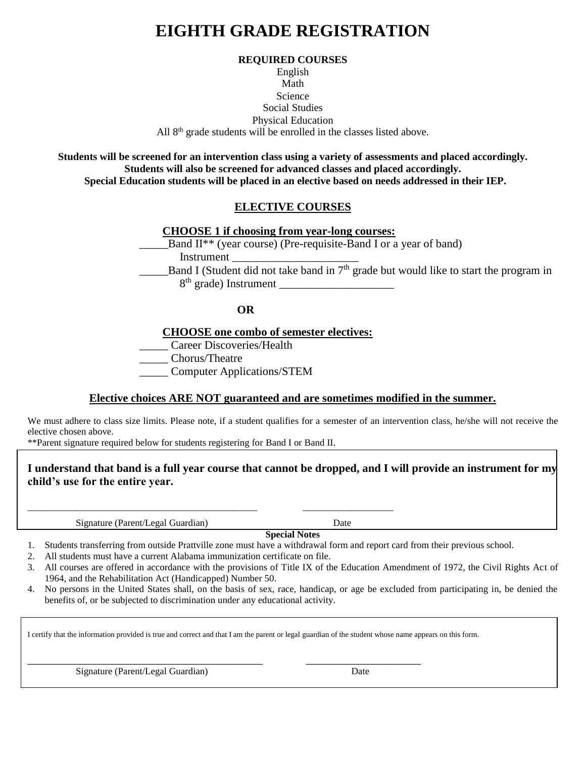# EIGHTH GRADE REGISTRATION

**REQUIRED COURSES**

English
Math
Science
Social Studies
Physical Education

All 8th grade students will be enrolled in the classes listed above.

**Students will be screened for an intervention class using a variety of assessments and placed accordingly.**
**Students will also be screened for advanced classes and placed accordingly.**
**Special Education students will be placed in an elective based on needs addressed in their IEP.**

## ELECTIVE COURSES

**CHOOSE 1 if choosing from year-long courses:**

_____Band II** (year course) (Pre-requisite-Band I or a year of band)
Instrument ______________________

_____Band I (Student did not take band in 7th grade but would like to start the program in 8th grade) Instrument ___________________

**OR**

**CHOOSE one combo of semester electives:**

_____ Career Discoveries/Health
_____ Chorus/Theatre
_____ Computer Applications/STEM

**Elective choices ARE NOT guaranteed and are sometimes modified in the summer.**

We must adhere to class size limits. Please note, if a student qualifies for a semester of an intervention class, he/she will not receive the elective chosen above.
**Parent signature required below for students registering for Band I or Band II.

**I understand that band is a full year course that cannot be dropped, and I will provide an instrument for my child's use for the entire year.**

_____________________________________________ __________________
Signature (Parent/Legal Guardian) Date

**Special Notes**

1. Students transferring from outside Prattville zone must have a withdrawal form and report card from their previous school.
2. All students must have a current Alabama immunization certificate on file.
3. All courses are offered in accordance with the provisions of Title IX of the Education Amendment of 1972, the Civil Rights Act of 1964, and the Rehabilitation Act (Handicapped) Number 50.
4. No persons in the United States shall, on the basis of sex, race, handicap, or age be excluded from participating in, be denied the benefits of, or be subjected to discrimination under any educational activity.

I certify that the information provided is true and correct and that I am the parent or legal guardian of the student whose name appears on this form.

_____________________________________________ ______________________
Signature (Parent/Legal Guardian) Date